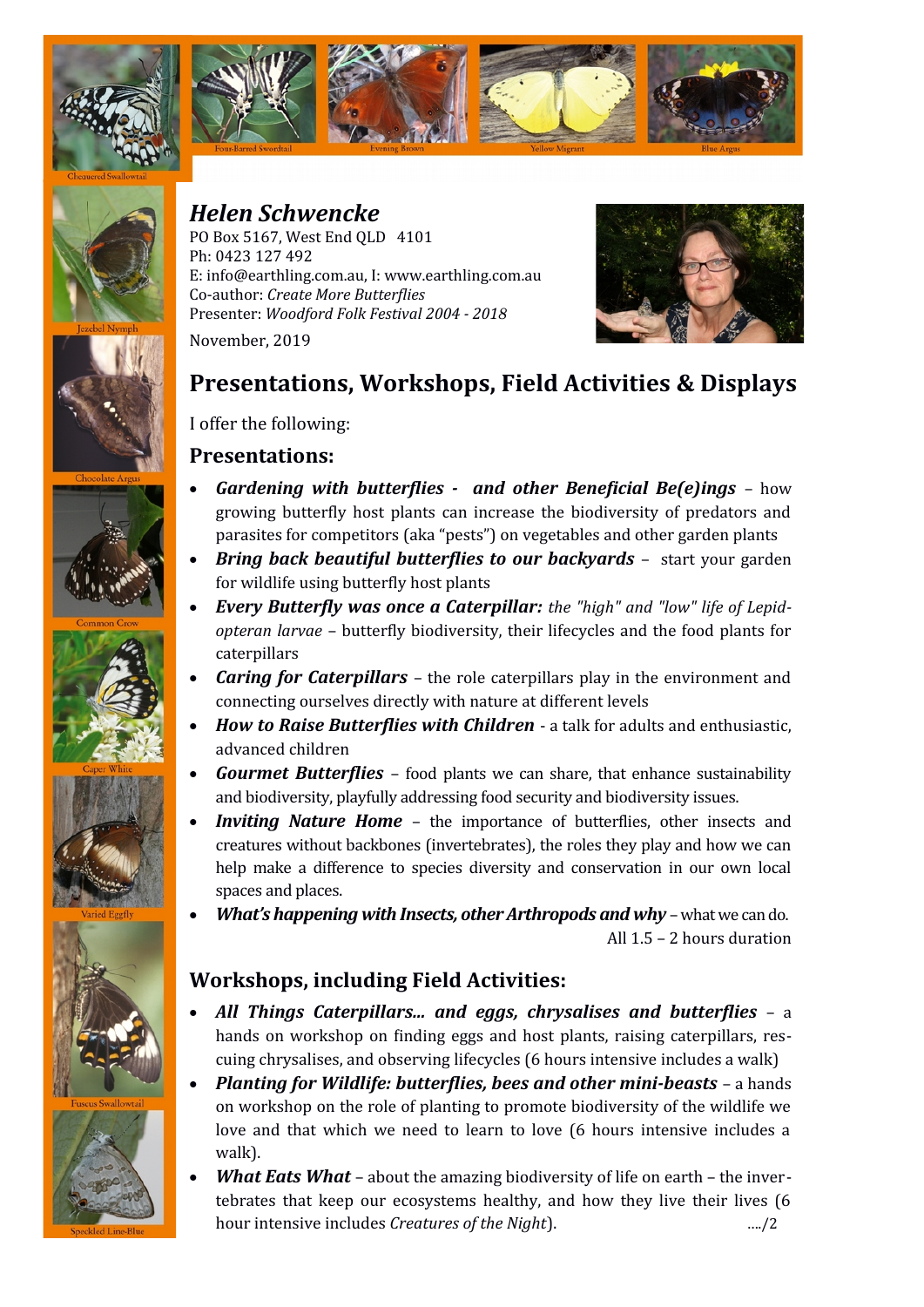Chequered Swallowtail

Four-Barred Swordtail

Evening Brown

Yellow Migrant

Blue Argus

Jezebel Nymph

Chocolate Argus

Common Crow

Caper White

Varied Eggfly

Fuscus Swallowtail

Speckled Line-Blue

## *Helen Schwencke*

PO Box 5167, West End QLD 4101
Ph: 0423 127 492
E: info@earthling.com.au, I: www.earthling.com.au
Co-author: *Create More Butterflies*
Presenter: *Woodford Folk Festival 2004 - 2018*

November, 2019

# Presentations, Workshops, Field Activities & Displays

I offer the following:

## Presentations:

- ***Gardening with butterflies - and other Beneficial Be(e)ings*** – how growing butterfly host plants can increase the biodiversity of predators and parasites for competitors (aka "pests") on vegetables and other garden plants
- ***Bring back beautiful butterflies to our backyards*** – start your garden for wildlife using butterfly host plants
- ***Every Butterfly was once a Caterpillar:*** *the "high" and "low" life of Lepidopteran larvae* – butterfly biodiversity, their lifecycles and the food plants for caterpillars
- ***Caring for Caterpillars*** – the role caterpillars play in the environment and connecting ourselves directly with nature at different levels
- ***How to Raise Butterflies with Children*** - a talk for adults and enthusiastic, advanced children
- ***Gourmet Butterflies*** – food plants we can share, that enhance sustainability and biodiversity, playfully addressing food security and biodiversity issues.
- ***Inviting Nature Home*** – the importance of butterflies, other insects and creatures without backbones (invertebrates), the roles they play and how we can help make a difference to species diversity and conservation in our own local spaces and places.
- ***What's happening with Insects, other Arthropods and why*** – what we can do.

All 1.5 – 2 hours duration

## Workshops, including Field Activities:

- ***All Things Caterpillars... and eggs, chrysalises and butterflies*** – a hands on workshop on finding eggs and host plants, raising caterpillars, rescuing chrysalises, and observing lifecycles (6 hours intensive includes a walk)
- ***Planting for Wildlife: butterflies, bees and other mini-beasts*** – a hands on workshop on the role of planting to promote biodiversity of the wildlife we love and that which we need to learn to love (6 hours intensive includes a walk).
- ***What Eats What*** – about the amazing biodiversity of life on earth – the invertebrates that keep our ecosystems healthy, and how they live their lives (6 hour intensive includes *Creatures of the Night*).

..../2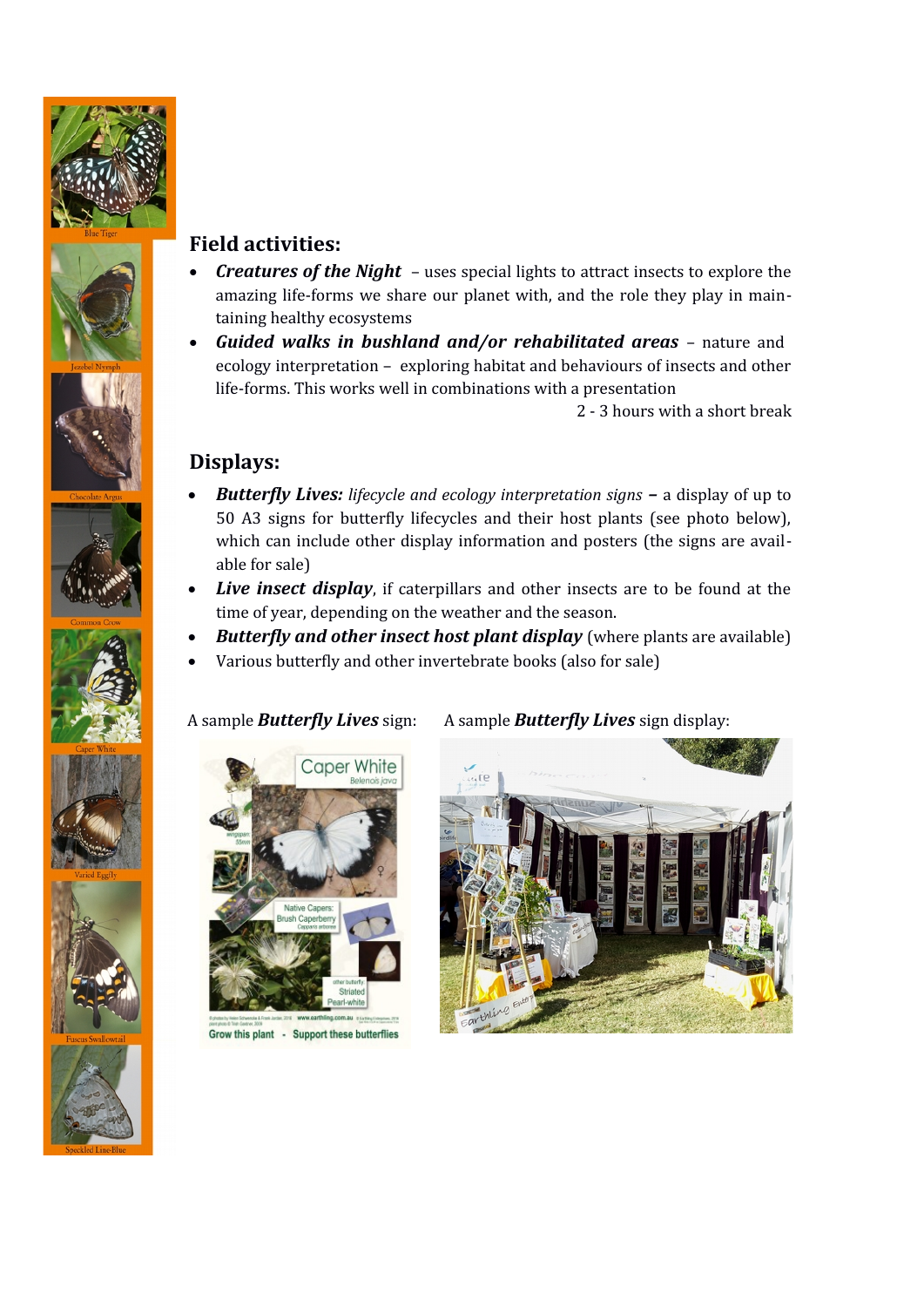## Field activities:

- ***Creatures of the Night*** – uses special lights to attract insects to explore the amazing life-forms we share our planet with, and the role they play in maintaining healthy ecosystems
- ***Guided walks in bushland and/or rehabilitated areas*** – nature and ecology interpretation – exploring habitat and behaviours of insects and other life-forms. This works well in combinations with a presentation

2 - 3 hours with a short break

## Displays:

- ***Butterfly Lives:*** *lifecycle and ecology interpretation signs* **–** a display of up to 50 A3 signs for butterfly lifecycles and their host plants (see photo below), which can include other display information and posters (the signs are available for sale)
- ***Live insect display***, if caterpillars and other insects are to be found at the time of year, depending on the weather and the season.
- ***Butterfly and other insect host plant display*** (where plants are available)
- Various butterfly and other invertebrate books (also for sale)

A sample ***Butterfly Lives*** sign:

A sample ***Butterfly Lives*** sign display: